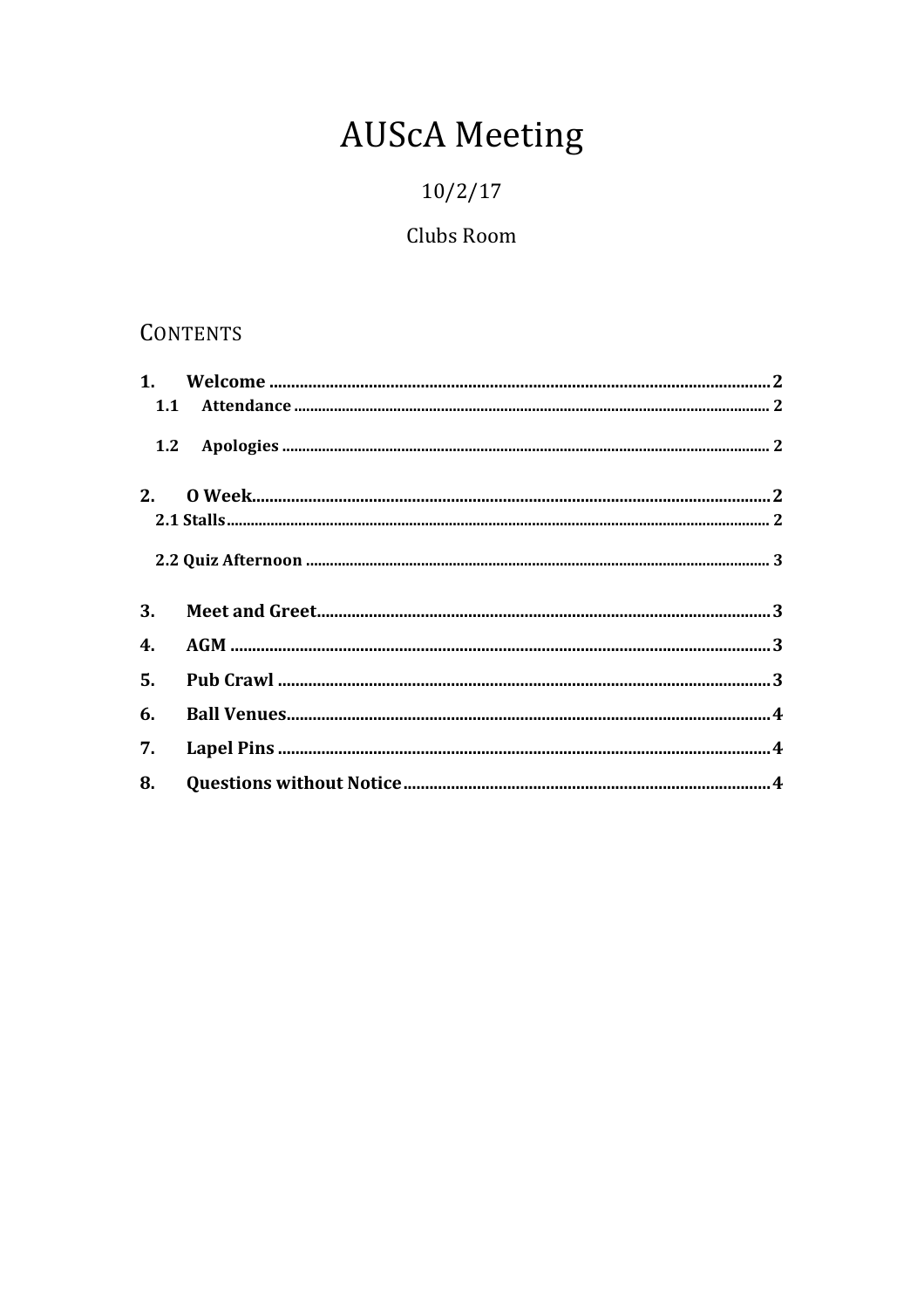# AUScA Meeting

10/2/17

Clubs Room

## Contents

1. **Welcome** ........................................ 2
   - 1.1 Attendance ........................................ 2
   - 1.2 Apologies ........................................ 2
2. **O Week** ........................................ 2
   - 2.1 Stalls ........................................ 2
   - 2.2 Quiz Afternoon ........................................ 3
3. **Meet and Greet** ........................................ 3
4. **AGM** ........................................ 3
5. **Pub Crawl** ........................................ 3
6. **Ball Venues** ........................................ 4
7. **Lapel Pins** ........................................ 4
8. **Questions without Notice** ........................................ 4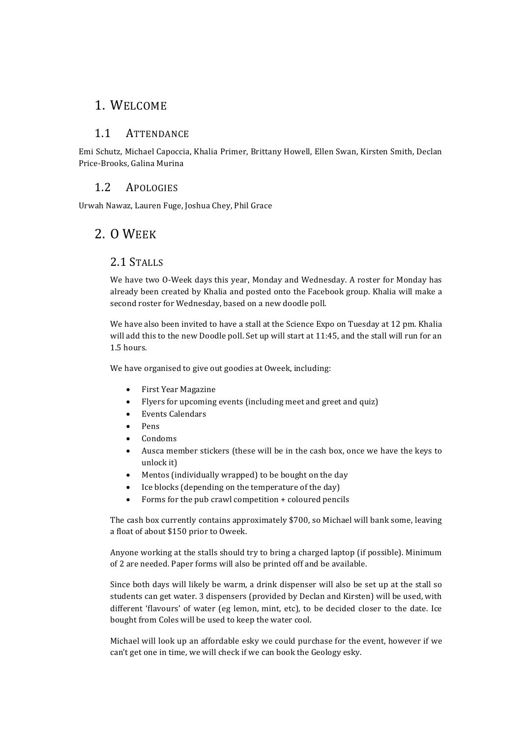# 1. Welcome

## 1.1 Attendance

Emi Schutz, Michael Capoccia, Khalia Primer, Brittany Howell, Ellen Swan, Kirsten Smith, Declan Price-Brooks, Galina Murina

## 1.2 Apologies

Urwah Nawaz, Lauren Fuge, Joshua Chey, Phil Grace

# 2. O Week

## 2.1 Stalls

We have two O-Week days this year, Monday and Wednesday. A roster for Monday has already been created by Khalia and posted onto the Facebook group. Khalia will make a second roster for Wednesday, based on a new doodle poll.

We have also been invited to have a stall at the Science Expo on Tuesday at 12 pm. Khalia will add this to the new Doodle poll. Set up will start at 11:45, and the stall will run for an 1.5 hours.

We have organised to give out goodies at Oweek, including:

- First Year Magazine
- Flyers for upcoming events (including meet and greet and quiz)
- Events Calendars
- Pens
- Condoms
- Ausca member stickers (these will be in the cash box, once we have the keys to unlock it)
- Mentos (individually wrapped) to be bought on the day
- Ice blocks (depending on the temperature of the day)
- Forms for the pub crawl competition + coloured pencils

The cash box currently contains approximately $700, so Michael will bank some, leaving a float of about $150 prior to Oweek.

Anyone working at the stalls should try to bring a charged laptop (if possible). Minimum of 2 are needed. Paper forms will also be printed off and be available.

Since both days will likely be warm, a drink dispenser will also be set up at the stall so students can get water. 3 dispensers (provided by Declan and Kirsten) will be used, with different 'flavours' of water (eg lemon, mint, etc), to be decided closer to the date. Ice bought from Coles will be used to keep the water cool.

Michael will look up an affordable esky we could purchase for the event, however if we can't get one in time, we will check if we can book the Geology esky.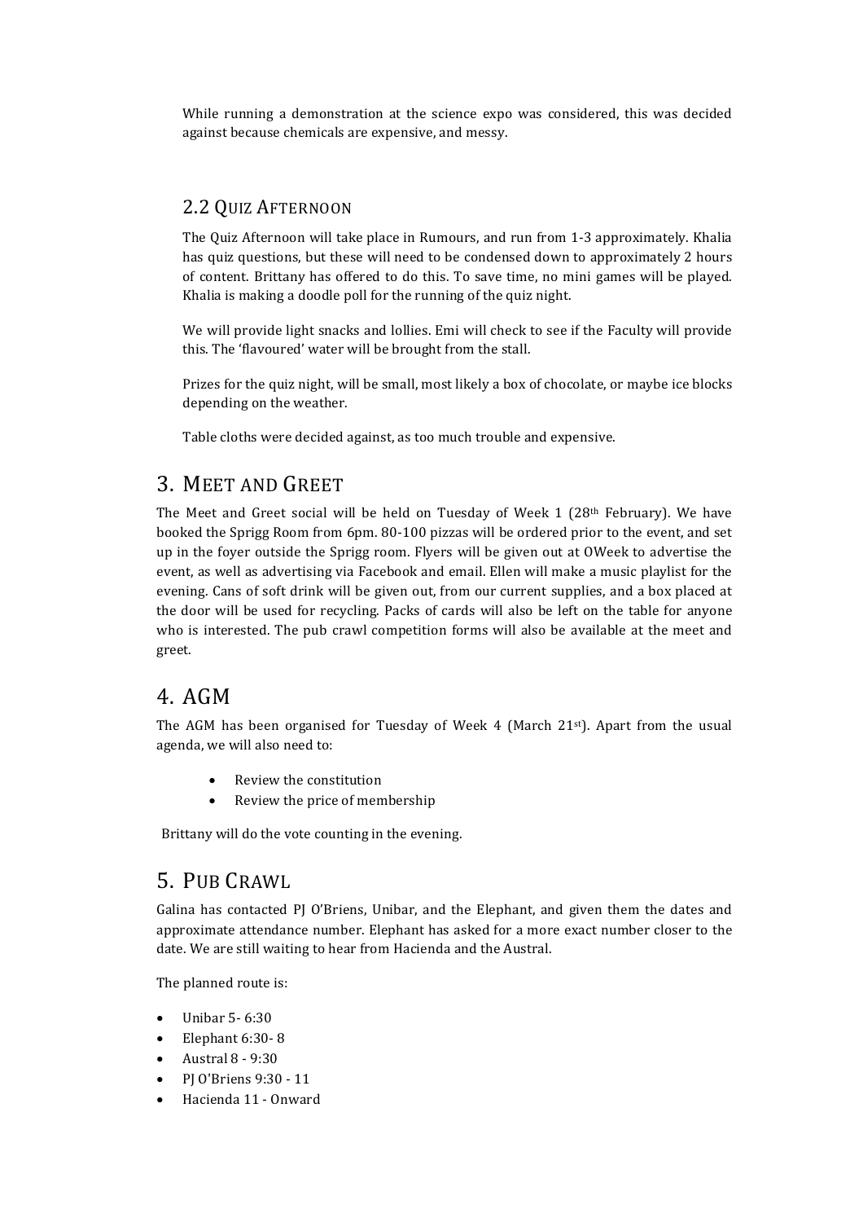While running a demonstration at the science expo was considered, this was decided against because chemicals are expensive, and messy.

### 2.2 Quiz Afternoon

The Quiz Afternoon will take place in Rumours, and run from 1-3 approximately. Khalia has quiz questions, but these will need to be condensed down to approximately 2 hours of content. Brittany has offered to do this. To save time, no mini games will be played. Khalia is making a doodle poll for the running of the quiz night.

We will provide light snacks and lollies. Emi will check to see if the Faculty will provide this. The 'flavoured' water will be brought from the stall.

Prizes for the quiz night, will be small, most likely a box of chocolate, or maybe ice blocks depending on the weather.

Table cloths were decided against, as too much trouble and expensive.

## 3. Meet and Greet

The Meet and Greet social will be held on Tuesday of Week 1 (28th February). We have booked the Sprigg Room from 6pm. 80-100 pizzas will be ordered prior to the event, and set up in the foyer outside the Sprigg room. Flyers will be given out at OWeek to advertise the event, as well as advertising via Facebook and email. Ellen will make a music playlist for the evening. Cans of soft drink will be given out, from our current supplies, and a box placed at the door will be used for recycling. Packs of cards will also be left on the table for anyone who is interested. The pub crawl competition forms will also be available at the meet and greet.

## 4. AGM

The AGM has been organised for Tuesday of Week 4 (March 21st). Apart from the usual agenda, we will also need to:

- Review the constitution
- Review the price of membership

Brittany will do the vote counting in the evening.

## 5. Pub Crawl

Galina has contacted PJ O'Briens, Unibar, and the Elephant, and given them the dates and approximate attendance number. Elephant has asked for a more exact number closer to the date. We are still waiting to hear from Hacienda and the Austral.

The planned route is:

- Unibar 5- 6:30
- Elephant 6:30- 8
- Austral 8 - 9:30
- PJ O'Briens 9:30 - 11
- Hacienda 11 - Onward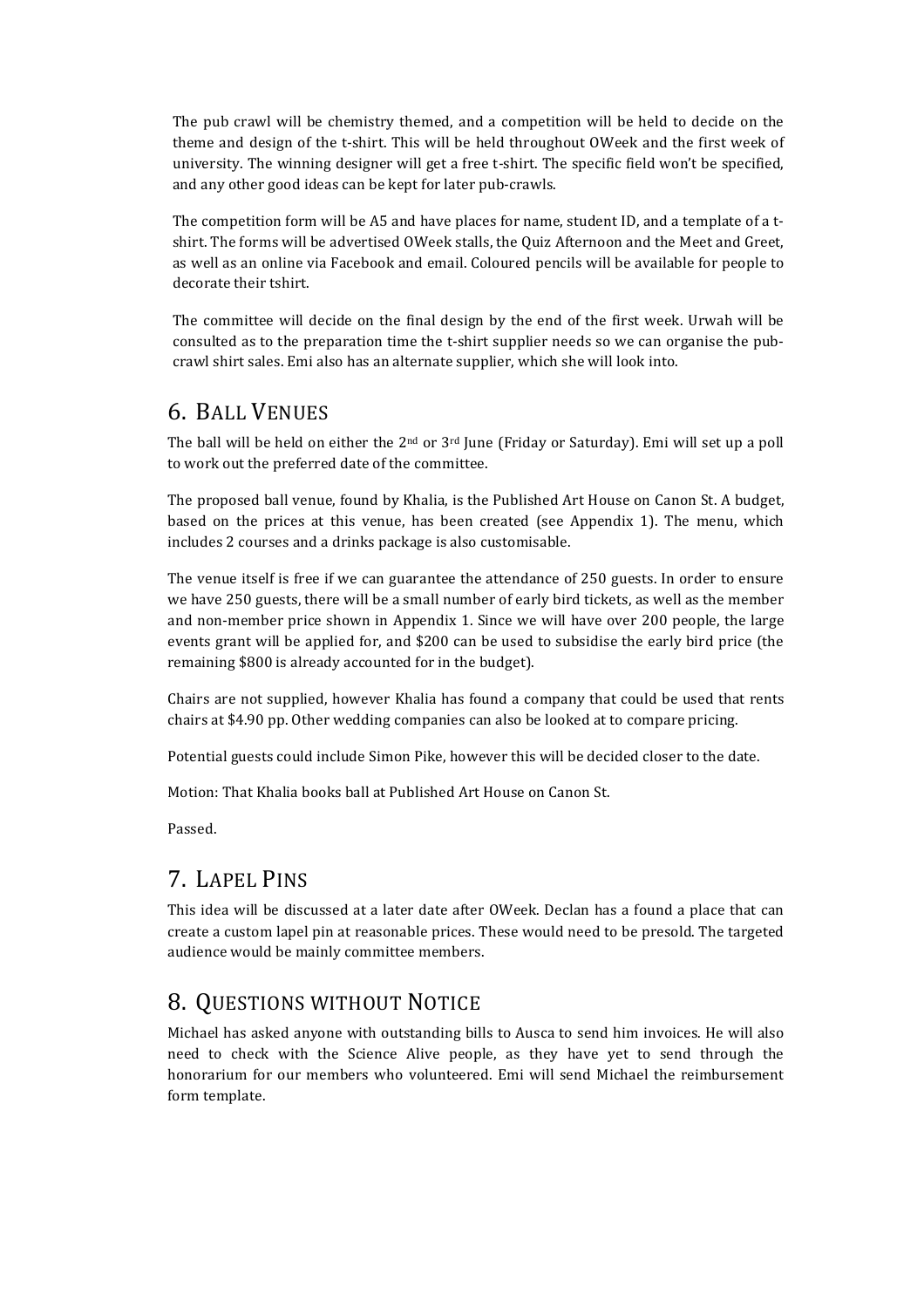The pub crawl will be chemistry themed, and a competition will be held to decide on the theme and design of the t-shirt. This will be held throughout OWeek and the first week of university. The winning designer will get a free t-shirt. The specific field won't be specified, and any other good ideas can be kept for later pub-crawls.

The competition form will be A5 and have places for name, student ID, and a template of a t-shirt. The forms will be advertised OWeek stalls, the Quiz Afternoon and the Meet and Greet, as well as an online via Facebook and email. Coloured pencils will be available for people to decorate their tshirt.

The committee will decide on the final design by the end of the first week. Urwah will be consulted as to the preparation time the t-shirt supplier needs so we can organise the pub-crawl shirt sales. Emi also has an alternate supplier, which she will look into.

## 6. Ball Venues

The ball will be held on either the 2nd or 3rd June (Friday or Saturday). Emi will set up a poll to work out the preferred date of the committee.

The proposed ball venue, found by Khalia, is the Published Art House on Canon St. A budget, based on the prices at this venue, has been created (see Appendix 1). The menu, which includes 2 courses and a drinks package is also customisable.

The venue itself is free if we can guarantee the attendance of 250 guests. In order to ensure we have 250 guests, there will be a small number of early bird tickets, as well as the member and non-member price shown in Appendix 1. Since we will have over 200 people, the large events grant will be applied for, and $200 can be used to subsidise the early bird price (the remaining $800 is already accounted for in the budget).

Chairs are not supplied, however Khalia has found a company that could be used that rents chairs at $4.90 pp. Other wedding companies can also be looked at to compare pricing.

Potential guests could include Simon Pike, however this will be decided closer to the date.

Motion: That Khalia books ball at Published Art House on Canon St.

Passed.

## 7. Lapel Pins

This idea will be discussed at a later date after OWeek. Declan has a found a place that can create a custom lapel pin at reasonable prices. These would need to be presold. The targeted audience would be mainly committee members.

## 8. Questions without Notice

Michael has asked anyone with outstanding bills to Ausca to send him invoices. He will also need to check with the Science Alive people, as they have yet to send through the honorarium for our members who volunteered. Emi will send Michael the reimbursement form template.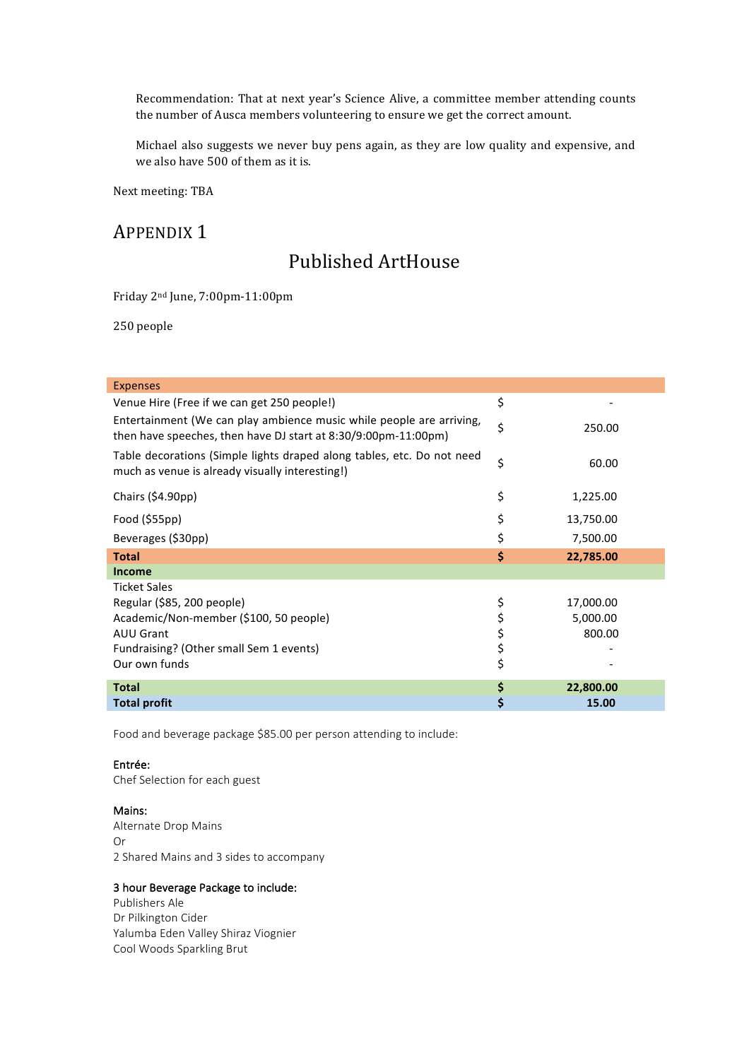Recommendation: That at next year's Science Alive, a committee member attending counts the number of Ausca members volunteering to ensure we get the correct amount.

Michael also suggests we never buy pens again, as they are low quality and expensive, and we also have 500 of them as it is.

Next meeting: TBA

# Appendix 1

## Published ArtHouse

Friday 2nd June, 7:00pm-11:00pm

250 people

| Expenses | | |
|---|---|---|
| Venue Hire (Free if we can get 250 people!) | $ | - |
| Entertainment (We can play ambience music while people are arriving, then have speeches, then have DJ start at 8:30/9:00pm-11:00pm) | $ | 250.00 |
| Table decorations (Simple lights draped along tables, etc. Do not need much as venue is already visually interesting!) | $ | 60.00 |
| Chairs ($4.90pp) | $ | 1,225.00 |
| Food ($55pp) | $ | 13,750.00 |
| Beverages ($30pp) | $ | 7,500.00 |
| **Total** | **$** | **22,785.00** |
| **Income** | | |
| Ticket Sales | | |
| Regular ($85, 200 people) | $ | 17,000.00 |
| Academic/Non-member ($100, 50 people) | $ | 5,000.00 |
| AUU Grant | $ | 800.00 |
| Fundraising? (Other small Sem 1 events) | $ | - |
| Our own funds | $ | - |
| **Total** | **$** | **22,800.00** |
| **Total profit** | **$** | **15.00** |

Food and beverage package $85.00 per person attending to include:

Entrée:
Chef Selection for each guest

Mains:
Alternate Drop Mains
Or
2 Shared Mains and 3 sides to accompany

3 hour Beverage Package to include:
Publishers Ale
Dr Pilkington Cider
Yalumba Eden Valley Shiraz Viognier
Cool Woods Sparkling Brut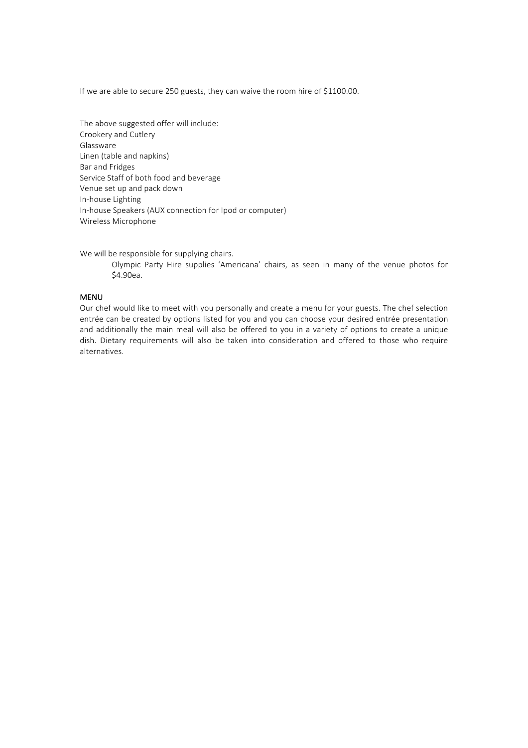If we are able to secure 250 guests, they can waive the room hire of $1100.00.

The above suggested offer will include:
Crookery and Cutlery
Glassware
Linen (table and napkins)
Bar and Fridges
Service Staff of both food and beverage
Venue set up and pack down
In-house Lighting
In-house Speakers (AUX connection for Ipod or computer)
Wireless Microphone

We will be responsible for supplying chairs.

> Olympic Party Hire supplies 'Americana' chairs, as seen in many of the venue photos for $4.90ea.

## MENU

Our chef would like to meet with you personally and create a menu for your guests. The chef selection entrée can be created by options listed for you and you can choose your desired entrée presentation and additionally the main meal will also be offered to you in a variety of options to create a unique dish. Dietary requirements will also be taken into consideration and offered to those who require alternatives.